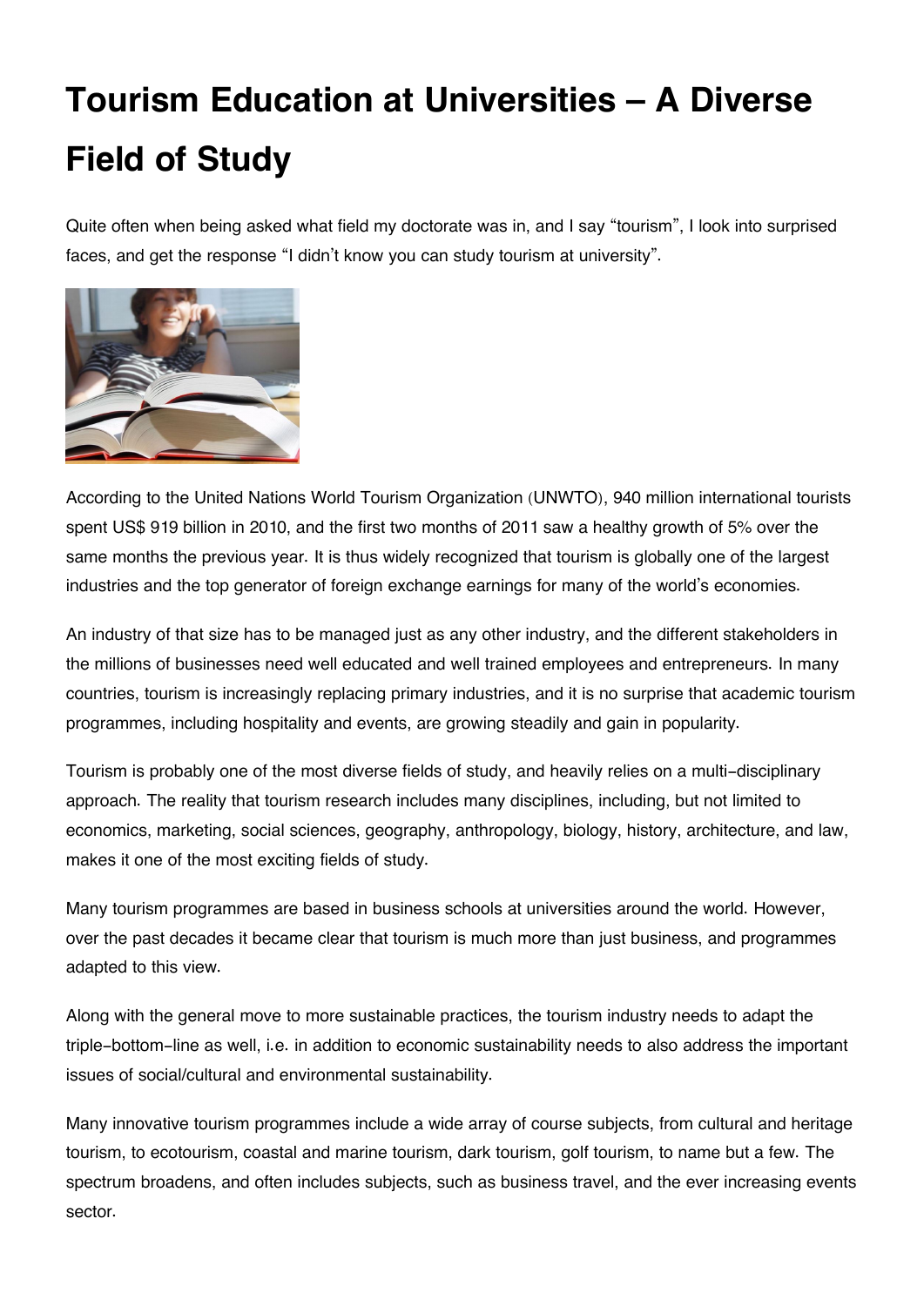# Tourism Education at Universities – A Diverse Field of Study

Quite often when being asked what field my doctorate was in, and I say "tourism", I look into surprised faces, and get the response "I didn't know you can study tourism at university".

According to the United Nations World Tourism Organization (UNWTO), 940 million international tourists spent US$ 919 billion in 2010, and the first two months of 2011 saw a healthy growth of 5% over the same months the previous year. It is thus widely recognized that tourism is globally one of the largest industries and the top generator of foreign exchange earnings for many of the world's economies.

An industry of that size has to be managed just as any other industry, and the different stakeholders in the millions of businesses need well educated and well trained employees and entrepreneurs. In many countries, tourism is increasingly replacing primary industries, and it is no surprise that academic tourism programmes, including hospitality and events, are growing steadily and gain in popularity.

Tourism is probably one of the most diverse fields of study, and heavily relies on a multi-disciplinary approach. The reality that tourism research includes many disciplines, including, but not limited to economics, marketing, social sciences, geography, anthropology, biology, history, architecture, and law, makes it one of the most exciting fields of study.

Many tourism programmes are based in business schools at universities around the world. However, over the past decades it became clear that tourism is much more than just business, and programmes adapted to this view.

Along with the general move to more sustainable practices, the tourism industry needs to adapt the triple-bottom-line as well, i.e. in addition to economic sustainability needs to also address the important issues of social/cultural and environmental sustainability.

Many innovative tourism programmes include a wide array of course subjects, from cultural and heritage tourism, to ecotourism, coastal and marine tourism, dark tourism, golf tourism, to name but a few. The spectrum broadens, and often includes subjects, such as business travel, and the ever increasing events sector.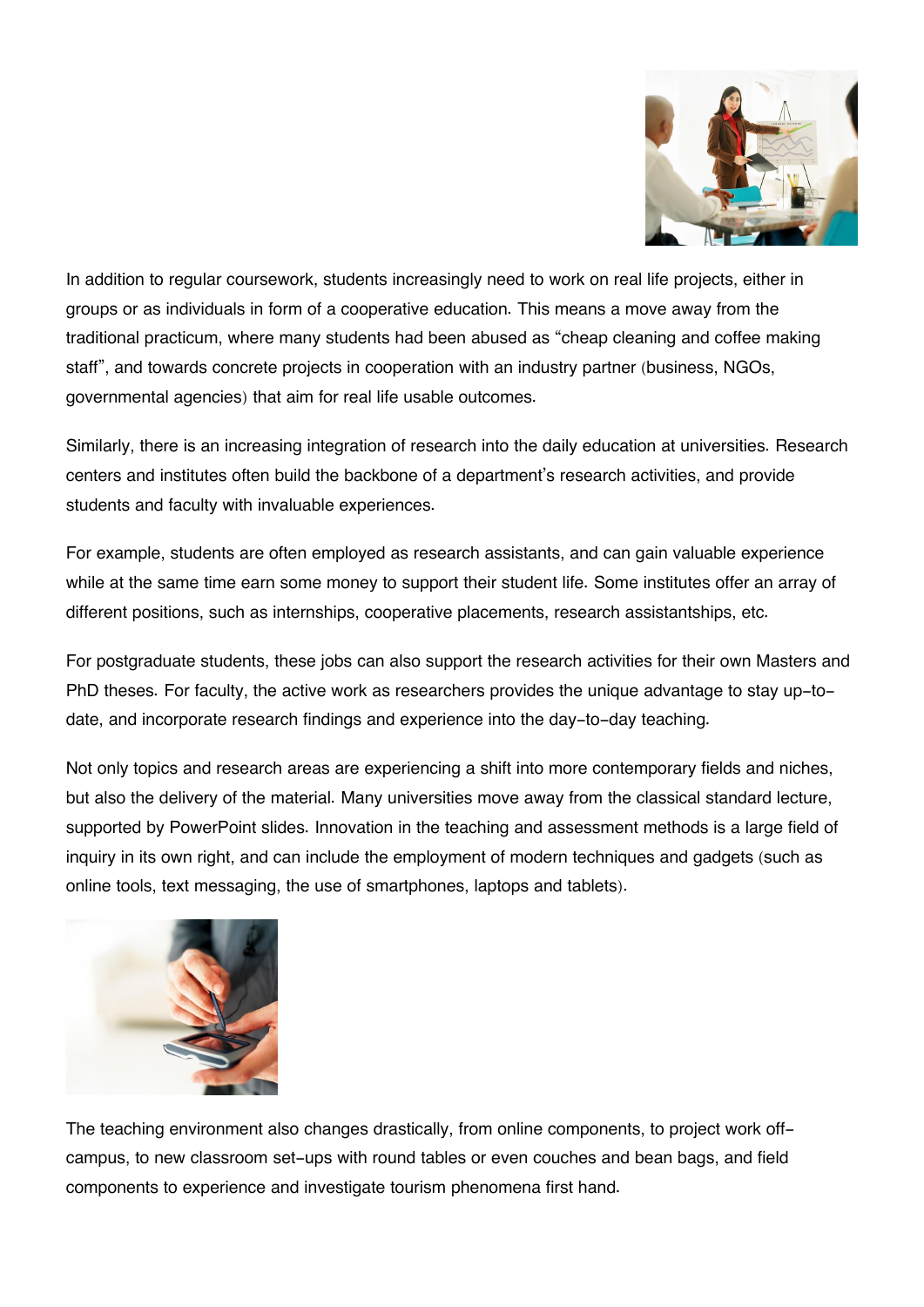In addition to regular coursework, students increasingly need to work on real life projects, either in groups or as individuals in form of a cooperative education. This means a move away from the traditional practicum, where many students had been abused as "cheap cleaning and coffee making staff", and towards concrete projects in cooperation with an industry partner (business, NGOs, governmental agencies) that aim for real life usable outcomes.

Similarly, there is an increasing integration of research into the daily education at universities. Research centers and institutes often build the backbone of a department's research activities, and provide students and faculty with invaluable experiences.

For example, students are often employed as research assistants, and can gain valuable experience while at the same time earn some money to support their student life. Some institutes offer an array of different positions, such as internships, cooperative placements, research assistantships, etc.

For postgraduate students, these jobs can also support the research activities for their own Masters and PhD theses. For faculty, the active work as researchers provides the unique advantage to stay up-to-date, and incorporate research findings and experience into the day-to-day teaching.

Not only topics and research areas are experiencing a shift into more contemporary fields and niches, but also the delivery of the material. Many universities move away from the classical standard lecture, supported by PowerPoint slides. Innovation in the teaching and assessment methods is a large field of inquiry in its own right, and can include the employment of modern techniques and gadgets (such as online tools, text messaging, the use of smartphones, laptops and tablets).

The teaching environment also changes drastically, from online components, to project work off-campus, to new classroom set-ups with round tables or even couches and bean bags, and field components to experience and investigate tourism phenomena first hand.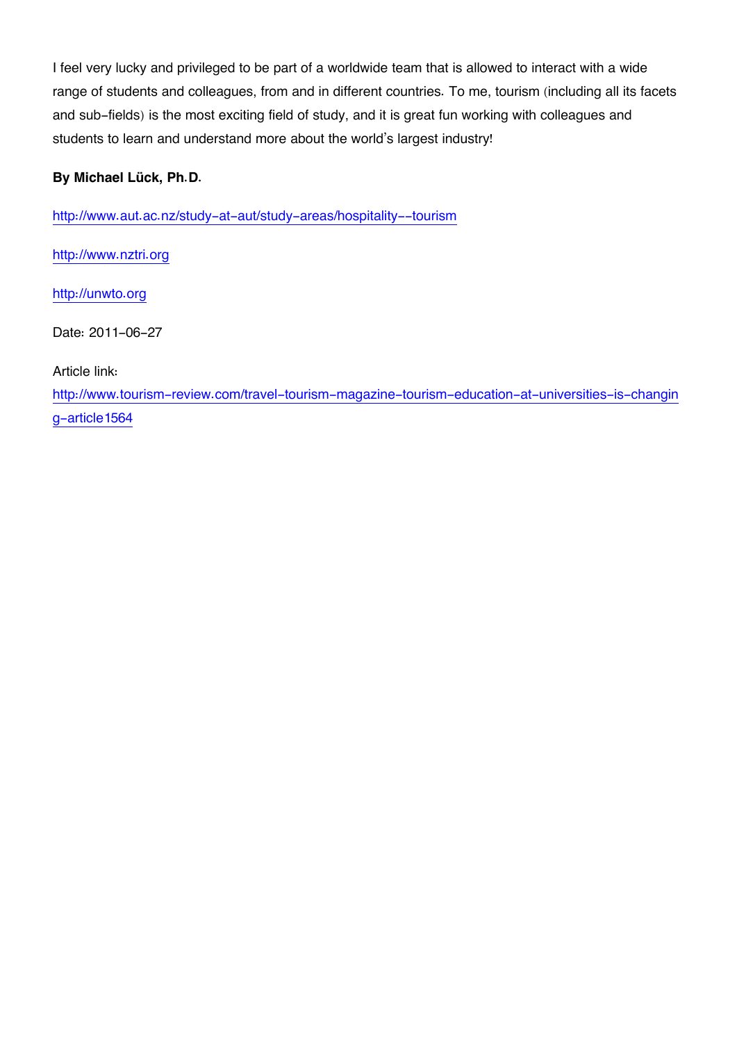I feel very lucky and privileged to be part of a worldwide team that is allowed to interact with a wide range of students and colleagues, from and in different countries. To me, tourism (including all its facets and sub-fields) is the most exciting field of study, and it is great fun working with colleagues and students to learn and understand more about the world's largest industry!

**By Michael Lück, Ph.D.**

http://www.aut.ac.nz/study-at-aut/study-areas/hospitality--tourism

http://www.nztri.org

http://unwto.org

Date: 2011-06-27

Article link:
http://www.tourism-review.com/travel-tourism-magazine-tourism-education-at-universities-is-changing-article1564